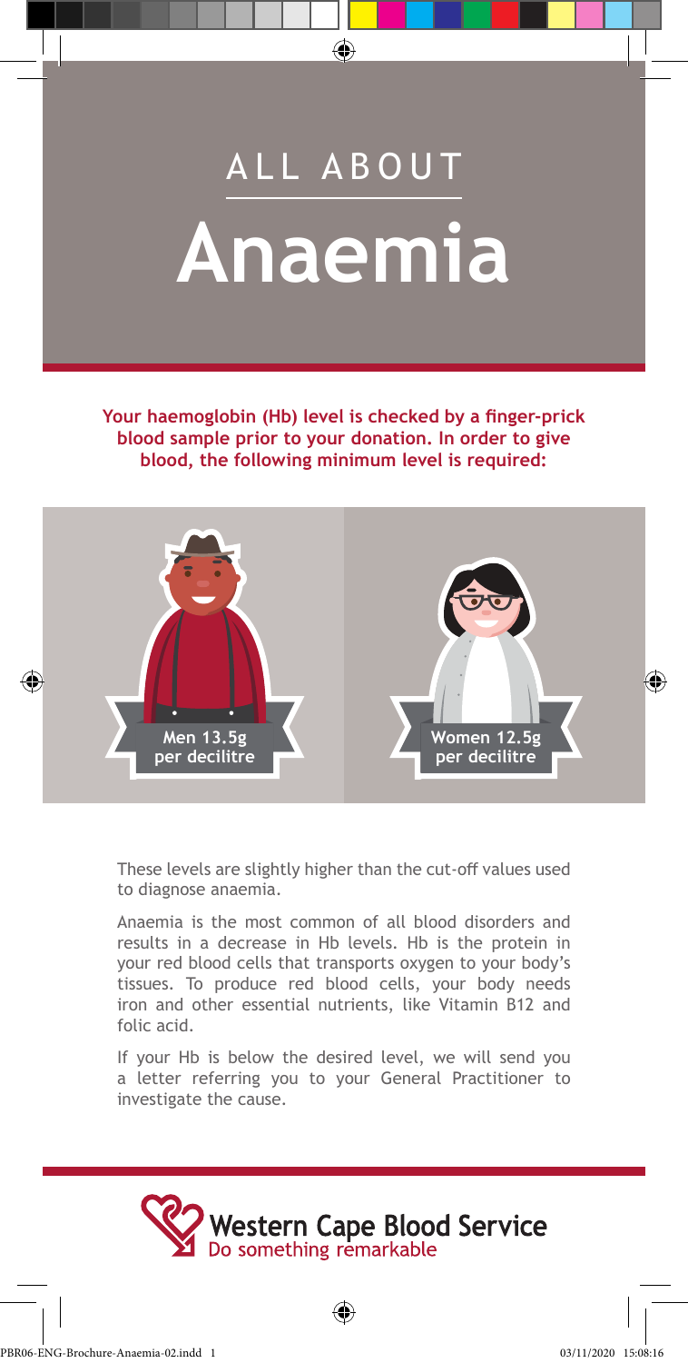# ALL ABOUT Anaemia

**Your haemoglobin (Hb) level is checked by a finger-prick blood sample prior to your donation. In order to give blood, the following minimum level is required:**

**Men 13.5g per decilitre**

**Women 12.5g per decilitre**

These levels are slightly higher than the cut-off values used to diagnose anaemia.

Anaemia is the most common of all blood disorders and results in a decrease in Hb levels. Hb is the protein in your red blood cells that transports oxygen to your body's tissues. To produce red blood cells, your body needs iron and other essential nutrients, like Vitamin B12 and folic acid.

If your Hb is below the desired level, we will send you a letter referring you to your General Practitioner to investigate the cause.

Western Cape Blood Service
Do something remarkable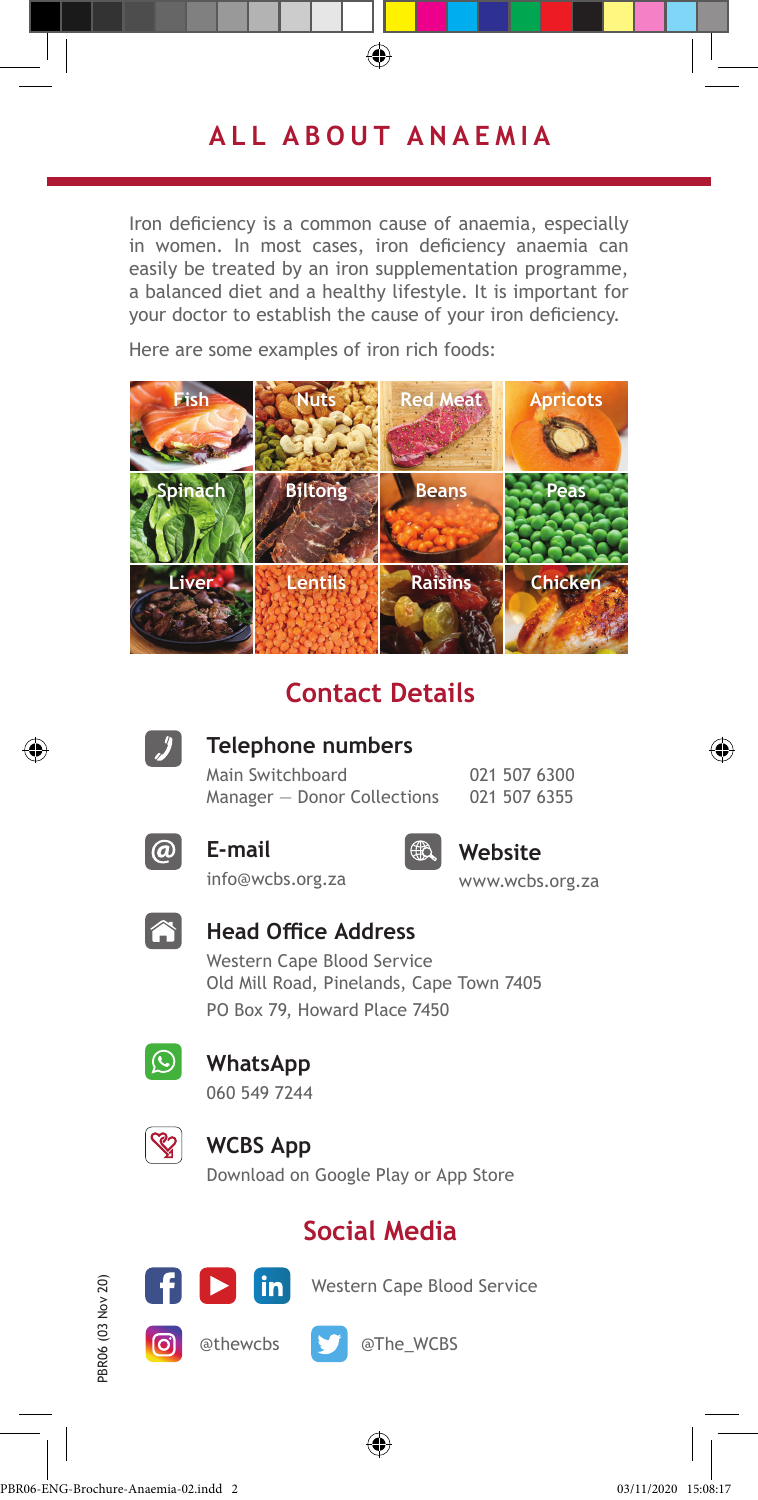# ALL ABOUT ANAEMIA

Iron deficiency is a common cause of anaemia, especially in women. In most cases, iron deficiency anaemia can easily be treated by an iron supplementation programme, a balanced diet and a healthy lifestyle. It is important for your doctor to establish the cause of your iron deficiency.

Here are some examples of iron rich foods:

Fish
Nuts
Red Meat
Apricots
Spinach
Biltong
Beans
Peas
Liver
Lentils
Raisins
Chicken

## Contact Details

### Telephone numbers

Main Switchboard 021 507 6300
Manager — Donor Collections 021 507 6355

### E-mail

info@wcbs.org.za

### Website

www.wcbs.org.za

### Head Office Address

Western Cape Blood Service
Old Mill Road, Pinelands, Cape Town 7405
PO Box 79, Howard Place 7450

### WhatsApp

060 549 7244

### WCBS App

Download on Google Play or App Store

## Social Media

Western Cape Blood Service

@thewcbs

@The_WCBS

PBR06 (03 Nov 20)